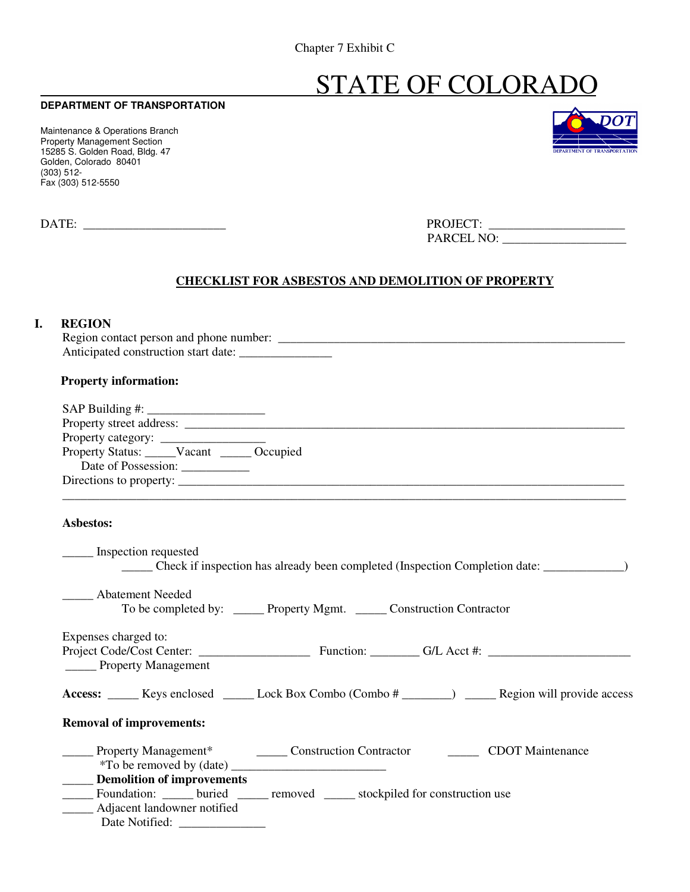Chapter 7 Exhibit C

# STATE OF COLORADO

**DEPARTMENT OF TRANSPORTATION**

Maintenance & Operations Branch
Property Management Section
15285 S. Golden Road, Bldg. 47
Golden, Colorado 80401
(303) 512-
Fax (303) 512-5550

DATE: ______________________

PROJECT: ____________________
PARCEL NO: __________________

## CHECKLIST FOR ASBESTOS AND DEMOLITION OF PROPERTY

### I. REGION

Region contact person and phone number: ______________________________________________________
Anticipated construction start date: ______________

**Property information:**

SAP Building #: __________________
Property street address: ____________________________________________________________________
Property category: ________________
Property Status: _____Vacant _____ Occupied
Date of Possession: ___________
Directions to property: ______________________________________________________________________
_______________________________________________________________________________________

**Asbestos:**

_____ Inspection requested
_____ Check if inspection has already been completed (Inspection Completion date: _____________)

_____ Abatement Needed
To be completed by: _____ Property Mgmt. _____ Construction Contractor

Expenses charged to:
Project Code/Cost Center: _________________ Function: ________ G/L Acct #: ______________________
_____ Property Management

**Access:** _____ Keys enclosed _____ Lock Box Combo (Combo # ________) _____ Region will provide access

**Removal of improvements:**

_____ Property Management* _____ Construction Contractor _____ CDOT Maintenance
*To be removed by (date) ________________________
_____ **Demolition of improvements**
_____ Foundation: _____ buried _____ removed _____ stockpiled for construction use
_____ Adjacent landowner notified
Date Notified: ______________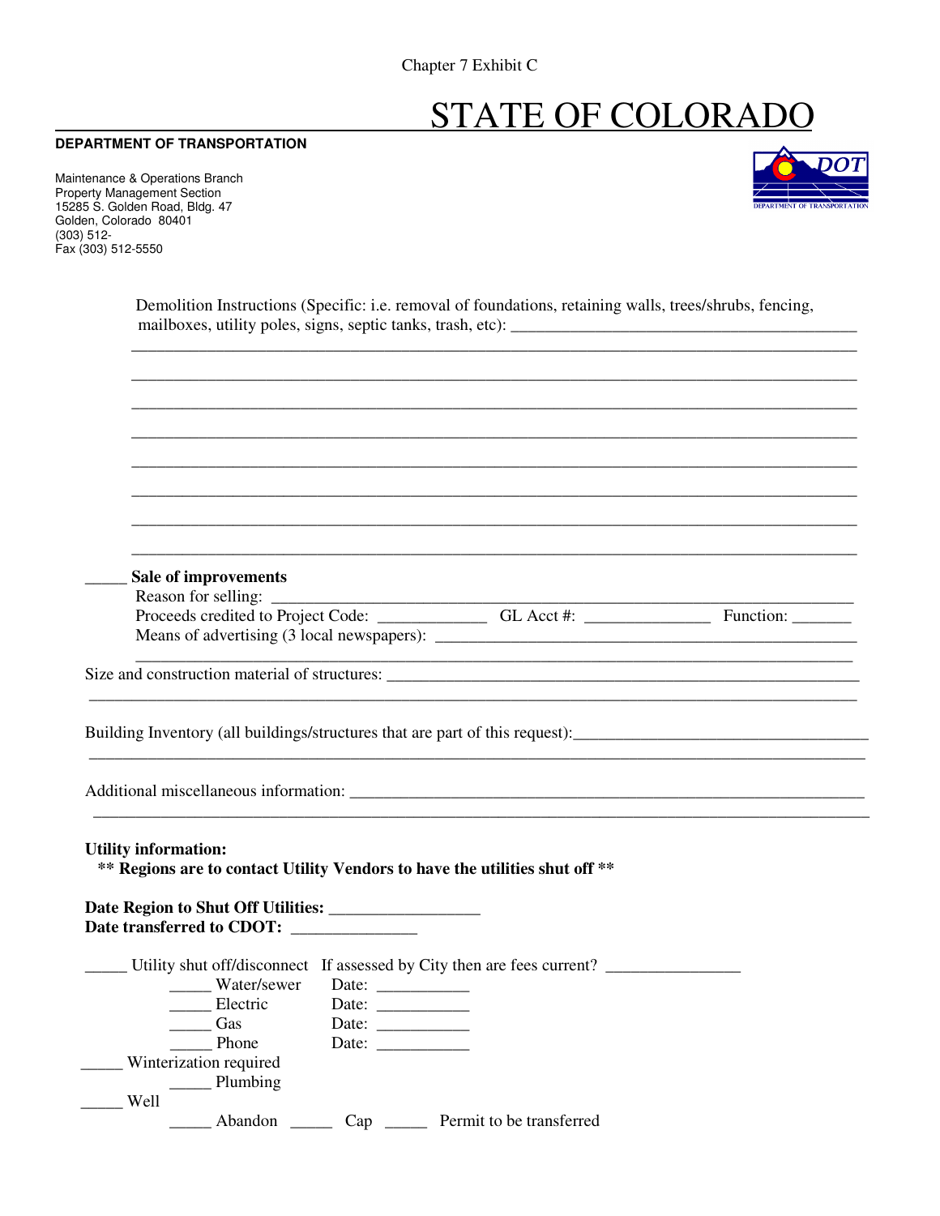Chapter 7 Exhibit C

# STATE OF COLORADO

**DEPARTMENT OF TRANSPORTATION**

Maintenance & Operations Branch
Property Management Section
15285 S. Golden Road, Bldg. 47
Golden, Colorado 80401
(303) 512-
Fax (303) 512-5550

Demolition Instructions (Specific: i.e. removal of foundations, retaining walls, trees/shrubs, fencing, mailboxes, utility poles, signs, septic tanks, trash, etc): ___________________________________________

_____________________________________________________________________________________

_____________________________________________________________________________________

_____________________________________________________________________________________

_____________________________________________________________________________________

_____________________________________________________________________________________

_____________________________________________________________________________________

_____________________________________________________________________________________

_____________________________________________________________________________________

_____ **Sale of improvements**

Reason for selling: ___________________________________________________________________

Proceeds credited to Project Code: _____________ GL Acct #: _______________ Function: _______

Means of advertising (3 local newspapers): ____________________________________________________

_____________________________________________________________________________________

Size and construction material of structures: _____________________________________________________

_____________________________________________________________________________________

Building Inventory (all buildings/structures that are part of this request):___________________________________

_____________________________________________________________________________________

Additional miscellaneous information: _________________________________________________________

_____________________________________________________________________________________

**Utility information:**

**** Regions are to contact Utility Vendors to have the utilities shut off ****

**Date Region to Shut Off Utilities:** _________________

**Date transferred to CDOT:** _______________

_____ Utility shut off/disconnect If assessed by City then are fees current? ________________

- _____ Water/sewer Date: ___________
- _____ Electric Date: ___________
- _____ Gas Date: ___________
- _____ Phone Date: ___________

_____ Winterization required

- _____ Plumbing

_____ Well

- _____ Abandon _____ Cap _____ Permit to be transferred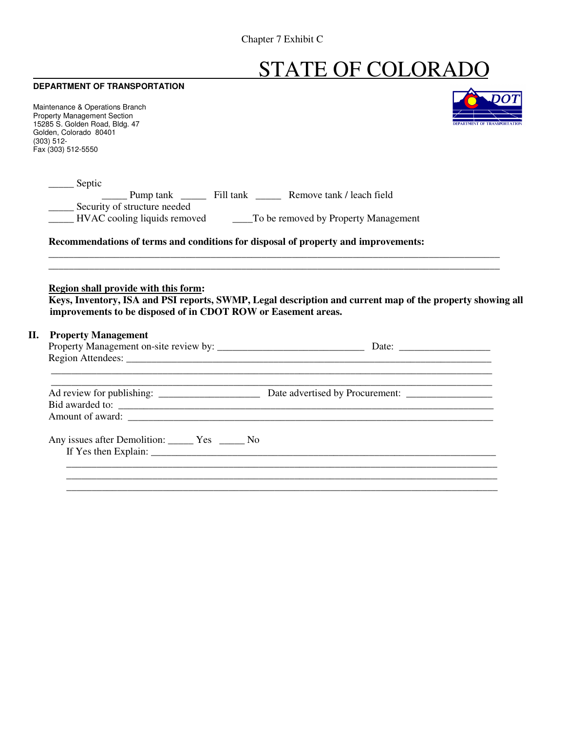Chapter 7 Exhibit C

# STATE OF COLORADO

**DEPARTMENT OF TRANSPORTATION**

Maintenance & Operations Branch
Property Management Section
15285 S. Golden Road, Bldg. 47
Golden, Colorado 80401
(303) 512-
Fax (303) 512-5550

_____ Septic
  _____ Pump tank _____ Fill tank _____ Remove tank / leach field
_____ Security of structure needed
_____ HVAC cooling liquids removed ____To be removed by Property Management

**Recommendations of terms and conditions for disposal of property and improvements:**
______________________________________________________________________________
______________________________________________________________________________

**Region shall provide with this form:**
**Keys, Inventory, ISA and PSI reports, SWMP, Legal description and current map of the property showing all improvements to be disposed of in CDOT ROW or Easement areas.**

## II. Property Management

Property Management on-site review by: ____________________________ Date: _________________
Region Attendees: _____________________________________________________________________
______________________________________________________________________________
______________________________________________________________________________
Ad review for publishing: ___________________ Date advertised by Procurement: ________________
Bid awarded to: _______________________________________________________________________
Amount of award: _____________________________________________________________________

Any issues after Demolition: _____ Yes _____ No
If Yes then Explain: _________________________________________________________________
______________________________________________________________________________
______________________________________________________________________________
______________________________________________________________________________